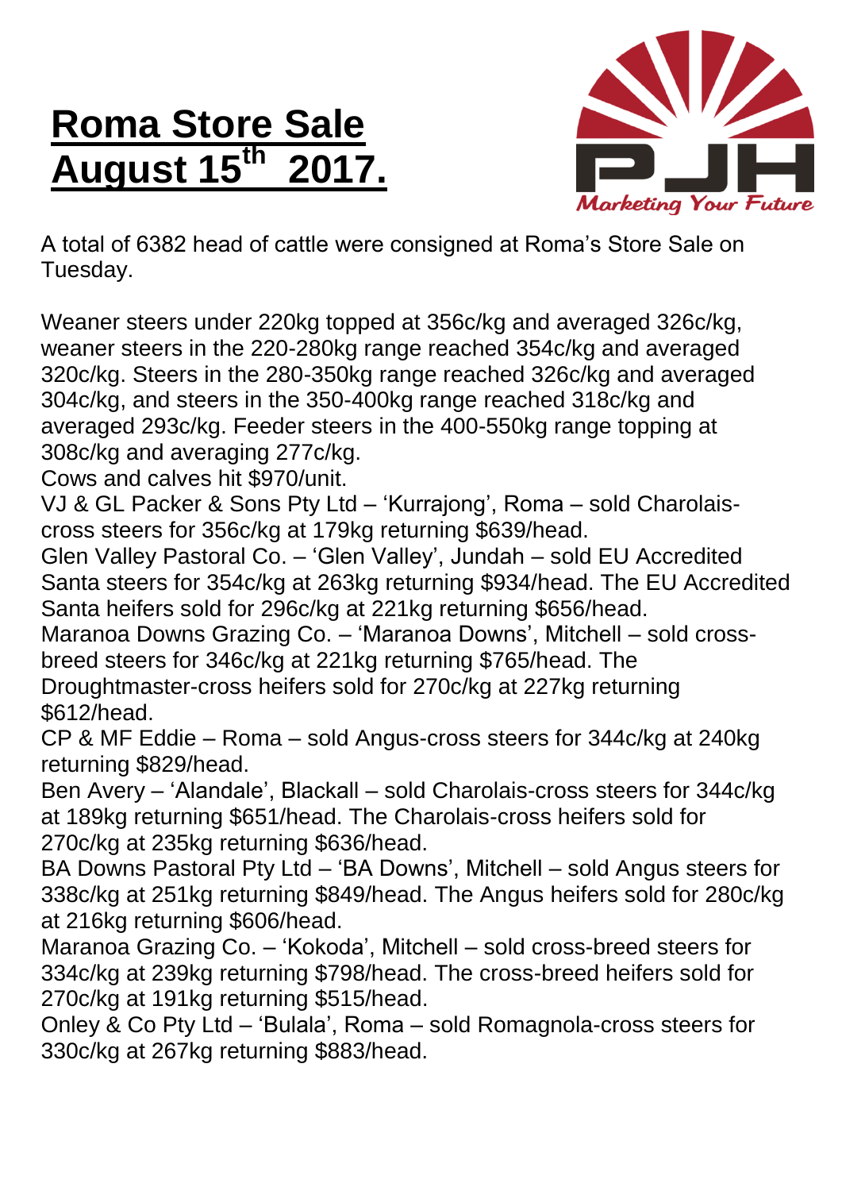# Roma Store Sale August 15th 2017.

Marketing Your Future

A total of 6382 head of cattle were consigned at Roma's Store Sale on Tuesday.

Weaner steers under 220kg topped at 356c/kg and averaged 326c/kg, weaner steers in the 220-280kg range reached 354c/kg and averaged 320c/kg. Steers in the 280-350kg range reached 326c/kg and averaged 304c/kg, and steers in the 350-400kg range reached 318c/kg and averaged 293c/kg. Feeder steers in the 400-550kg range topping at 308c/kg and averaging 277c/kg.

Cows and calves hit $970/unit.

VJ & GL Packer & Sons Pty Ltd – 'Kurrajong', Roma – sold Charolais-cross steers for 356c/kg at 179kg returning $639/head.

Glen Valley Pastoral Co. – 'Glen Valley', Jundah – sold EU Accredited Santa steers for 354c/kg at 263kg returning $934/head. The EU Accredited Santa heifers sold for 296c/kg at 221kg returning $656/head.

Maranoa Downs Grazing Co. – 'Maranoa Downs', Mitchell – sold cross-breed steers for 346c/kg at 221kg returning $765/head. The Droughtmaster-cross heifers sold for 270c/kg at 227kg returning $612/head.

CP & MF Eddie – Roma – sold Angus-cross steers for 344c/kg at 240kg returning $829/head.

Ben Avery – 'Alandale', Blackall – sold Charolais-cross steers for 344c/kg at 189kg returning $651/head. The Charolais-cross heifers sold for 270c/kg at 235kg returning $636/head.

BA Downs Pastoral Pty Ltd – 'BA Downs', Mitchell – sold Angus steers for 338c/kg at 251kg returning $849/head. The Angus heifers sold for 280c/kg at 216kg returning $606/head.

Maranoa Grazing Co. – 'Kokoda', Mitchell – sold cross-breed steers for 334c/kg at 239kg returning $798/head. The cross-breed heifers sold for 270c/kg at 191kg returning $515/head.

Onley & Co Pty Ltd – 'Bulala', Roma – sold Romagnola-cross steers for 330c/kg at 267kg returning $883/head.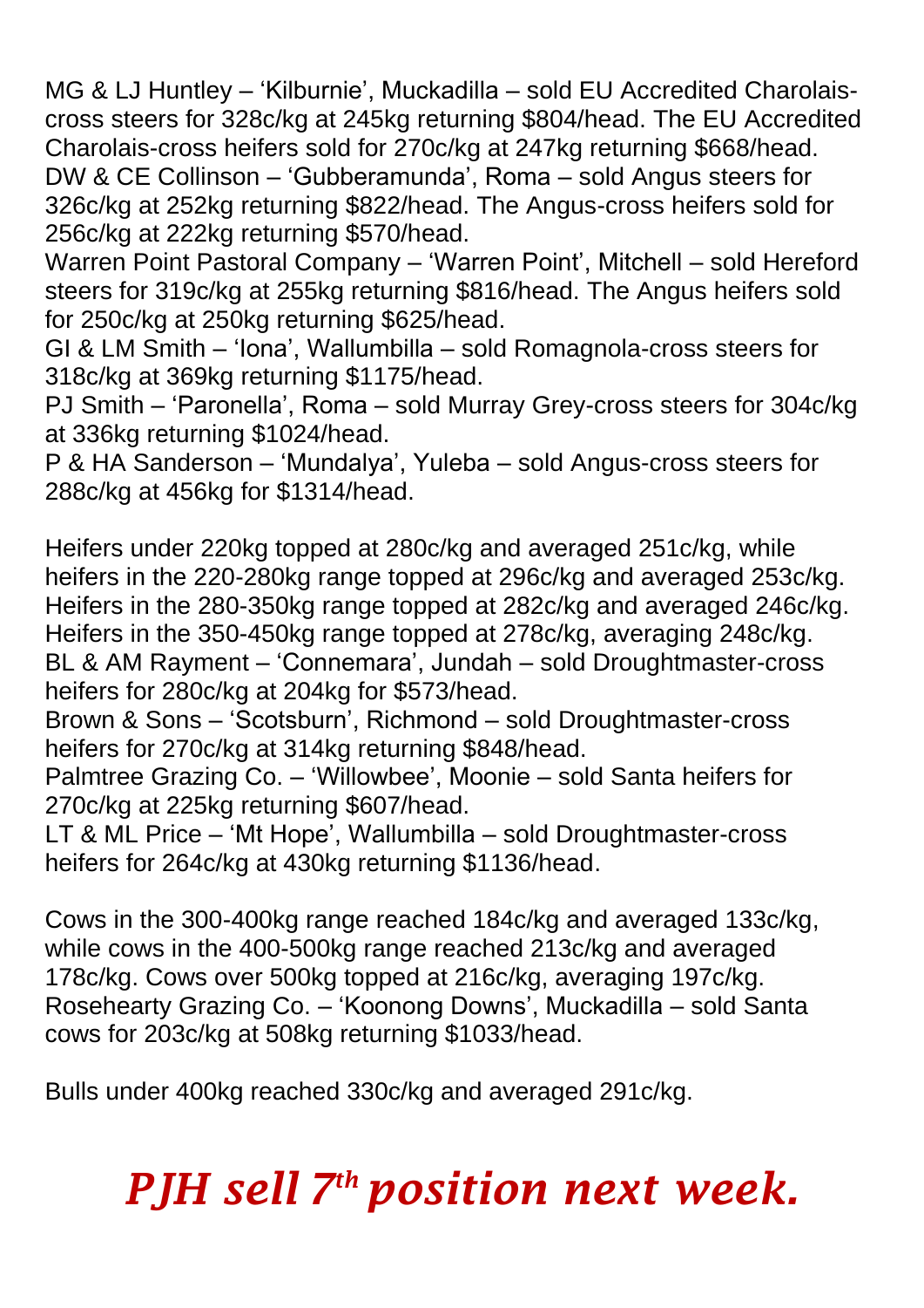MG & LJ Huntley – 'Kilburnie', Muckadilla – sold EU Accredited Charolais-cross steers for 328c/kg at 245kg returning $804/head. The EU Accredited Charolais-cross heifers sold for 270c/kg at 247kg returning $668/head.
DW & CE Collinson – 'Gubberamunda', Roma – sold Angus steers for 326c/kg at 252kg returning $822/head. The Angus-cross heifers sold for 256c/kg at 222kg returning $570/head.
Warren Point Pastoral Company – 'Warren Point', Mitchell – sold Hereford steers for 319c/kg at 255kg returning $816/head. The Angus heifers sold for 250c/kg at 250kg returning $625/head.
GI & LM Smith – 'Iona', Wallumbilla – sold Romagnola-cross steers for 318c/kg at 369kg returning $1175/head.
PJ Smith – 'Paronella', Roma – sold Murray Grey-cross steers for 304c/kg at 336kg returning $1024/head.
P & HA Sanderson – 'Mundalya', Yuleba – sold Angus-cross steers for 288c/kg at 456kg for $1314/head.

Heifers under 220kg topped at 280c/kg and averaged 251c/kg, while heifers in the 220-280kg range topped at 296c/kg and averaged 253c/kg. Heifers in the 280-350kg range topped at 282c/kg and averaged 246c/kg. Heifers in the 350-450kg range topped at 278c/kg, averaging 248c/kg.
BL & AM Rayment – 'Connemara', Jundah – sold Droughtmaster-cross heifers for 280c/kg at 204kg for $573/head.
Brown & Sons – 'Scotsburn', Richmond – sold Droughtmaster-cross heifers for 270c/kg at 314kg returning $848/head.
Palmtree Grazing Co. – 'Willowbee', Moonie – sold Santa heifers for 270c/kg at 225kg returning $607/head.
LT & ML Price – 'Mt Hope', Wallumbilla – sold Droughtmaster-cross heifers for 264c/kg at 430kg returning $1136/head.

Cows in the 300-400kg range reached 184c/kg and averaged 133c/kg, while cows in the 400-500kg range reached 213c/kg and averaged 178c/kg. Cows over 500kg topped at 216c/kg, averaging 197c/kg.
Rosehearty Grazing Co. – 'Koonong Downs', Muckadilla – sold Santa cows for 203c/kg at 508kg returning $1033/head.

Bulls under 400kg reached 330c/kg and averaged 291c/kg.

***PJH sell 7th position next week.***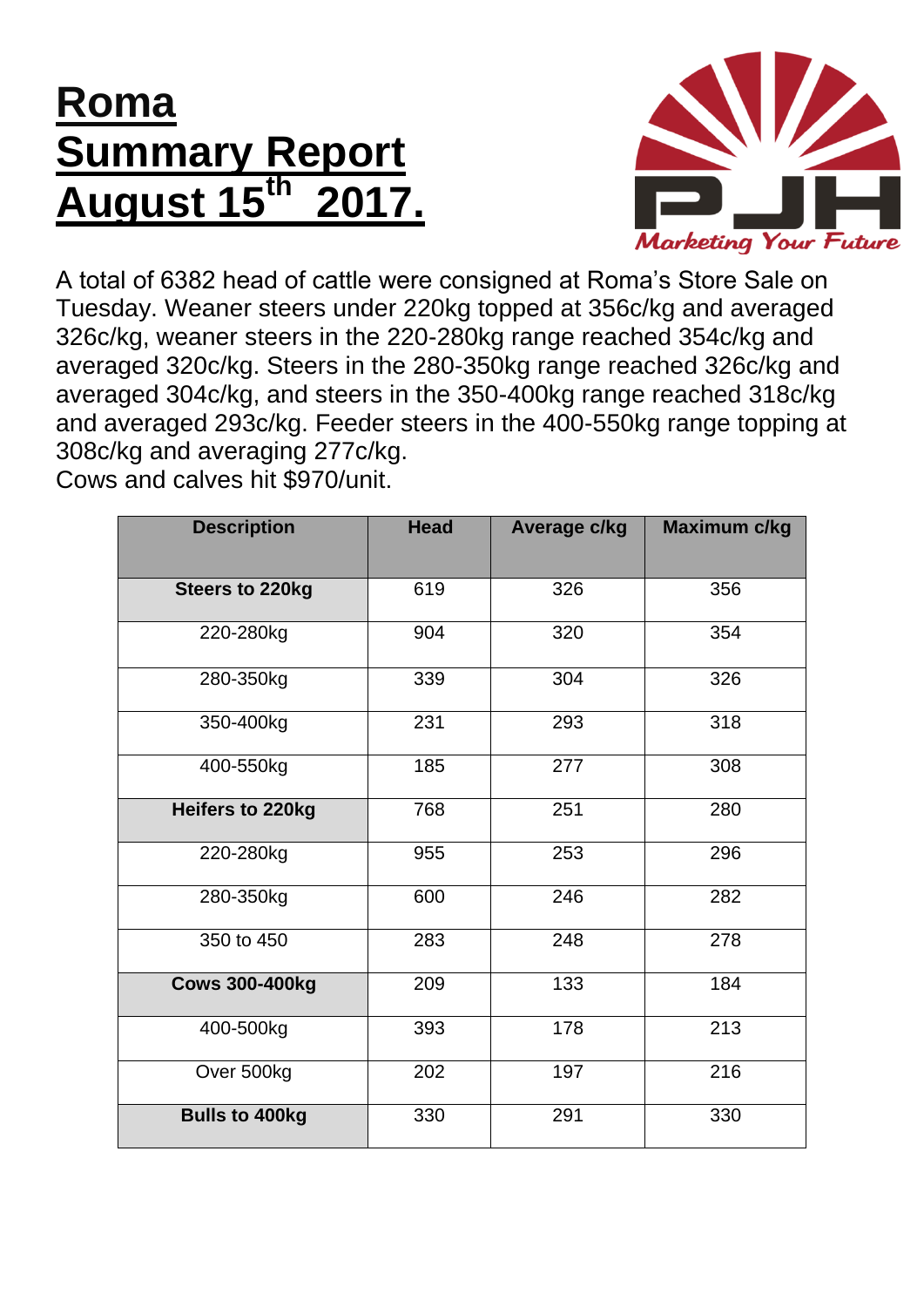# Roma Summary Report August 15th 2017.

PJH
*Marketing Your Future*

A total of 6382 head of cattle were consigned at Roma's Store Sale on Tuesday. Weaner steers under 220kg topped at 356c/kg and averaged 326c/kg, weaner steers in the 220-280kg range reached 354c/kg and averaged 320c/kg. Steers in the 280-350kg range reached 326c/kg and averaged 304c/kg, and steers in the 350-400kg range reached 318c/kg and averaged 293c/kg. Feeder steers in the 400-550kg range topping at 308c/kg and averaging 277c/kg.
Cows and calves hit $970/unit.

| Description | Head | Average c/kg | Maximum c/kg |
|---|---|---|---|
| **Steers to 220kg** | 619 | 326 | 356 |
| 220-280kg | 904 | 320 | 354 |
| 280-350kg | 339 | 304 | 326 |
| 350-400kg | 231 | 293 | 318 |
| 400-550kg | 185 | 277 | 308 |
| **Heifers to 220kg** | 768 | 251 | 280 |
| 220-280kg | 955 | 253 | 296 |
| 280-350kg | 600 | 246 | 282 |
| 350 to 450 | 283 | 248 | 278 |
| **Cows 300-400kg** | 209 | 133 | 184 |
| 400-500kg | 393 | 178 | 213 |
| Over 500kg | 202 | 197 | 216 |
| **Bulls to 400kg** | 330 | 291 | 330 |